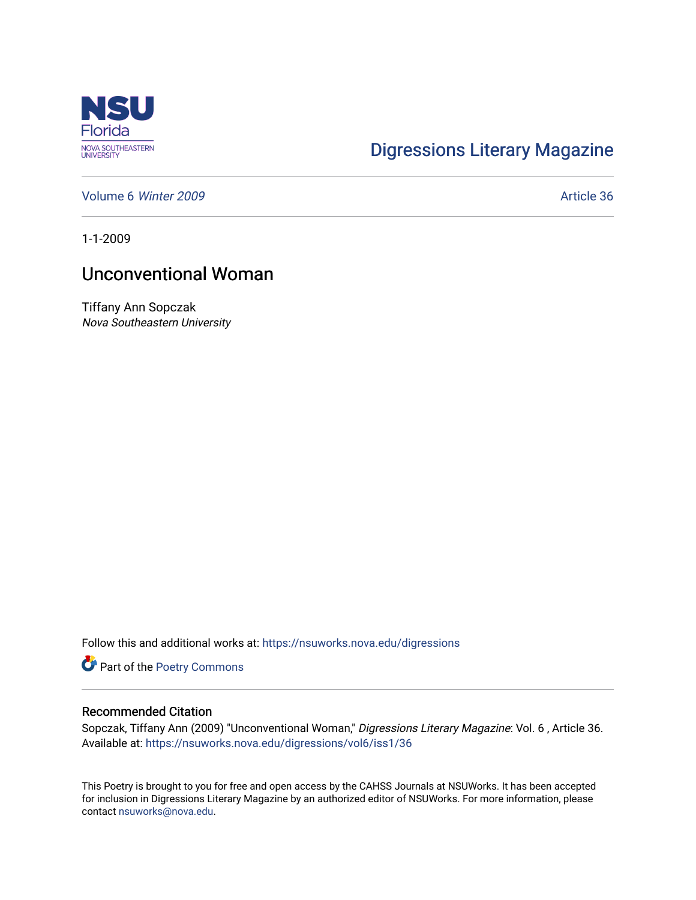Digressions Literary Magazine

Volume 6 *Winter 2009*

Article 36

1-1-2009

# Unconventional Woman

Tiffany Ann Sopczak
*Nova Southeastern University*

Follow this and additional works at: https://nsuworks.nova.edu/digressions

Part of the Poetry Commons

## Recommended Citation

Sopczak, Tiffany Ann (2009) "Unconventional Woman," *Digressions Literary Magazine*: Vol. 6 , Article 36.
Available at: https://nsuworks.nova.edu/digressions/vol6/iss1/36

This Poetry is brought to you for free and open access by the CAHSS Journals at NSUWorks. It has been accepted for inclusion in Digressions Literary Magazine by an authorized editor of NSUWorks. For more information, please contact nsuworks@nova.edu.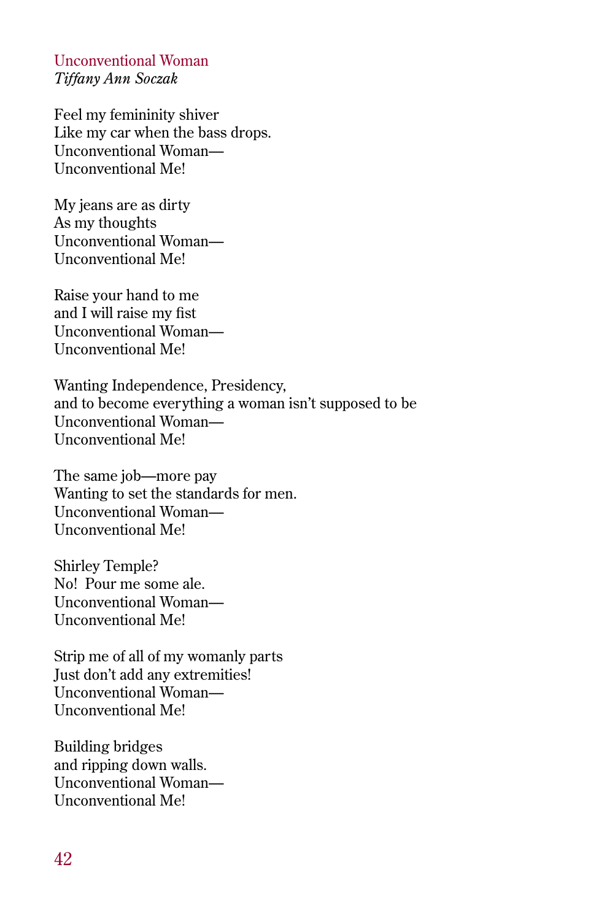## Unconventional Woman

*Tiffany Ann Soczak*

Feel my femininity shiver  
Like my car when the bass drops.  
Unconventional Woman—  
Unconventional Me!

My jeans are as dirty  
As my thoughts  
Unconventional Woman—  
Unconventional Me!

Raise your hand to me  
and I will raise my fist  
Unconventional Woman—  
Unconventional Me!

Wanting Independence, Presidency,  
and to become everything a woman isn't supposed to be  
Unconventional Woman—  
Unconventional Me!

The same job—more pay  
Wanting to set the standards for men.  
Unconventional Woman—  
Unconventional Me!

Shirley Temple?  
No!  Pour me some ale.  
Unconventional Woman—  
Unconventional Me!

Strip me of all of my womanly parts  
Just don't add any extremities!  
Unconventional Woman—  
Unconventional Me!

Building bridges  
and ripping down walls.  
Unconventional Woman—  
Unconventional Me!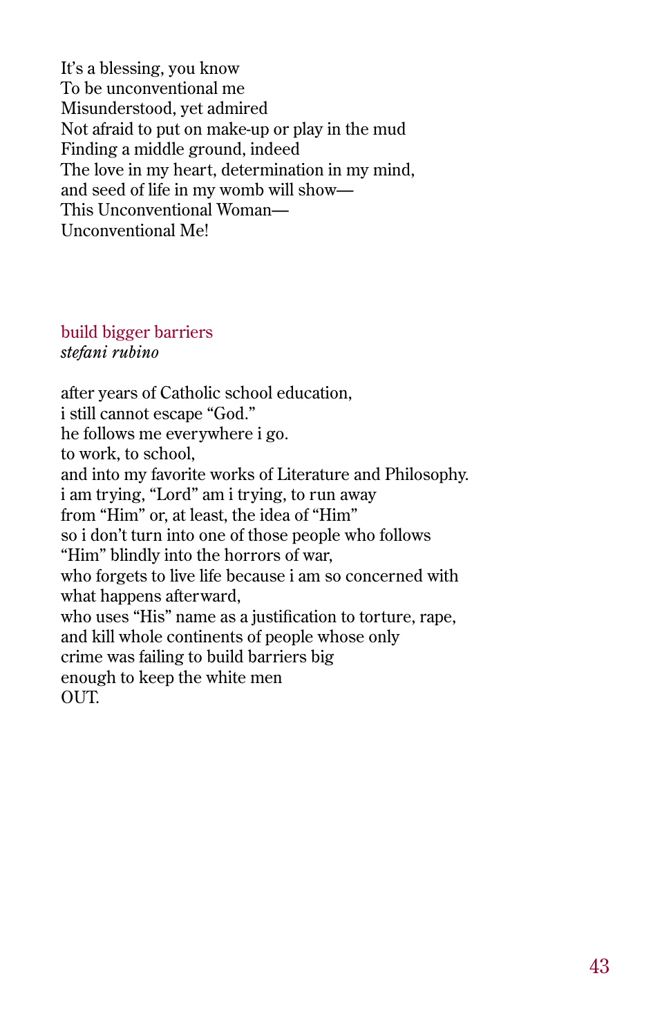It's a blessing, you know
To be unconventional me
Misunderstood, yet admired
Not afraid to put on make-up or play in the mud
Finding a middle ground, indeed
The love in my heart, determination in my mind,
and seed of life in my womb will show—
This Unconventional Woman—
Unconventional Me!

## build bigger barriers

*stefani rubino*

after years of Catholic school education,
i still cannot escape "God."
he follows me everywhere i go.
to work, to school,
and into my favorite works of Literature and Philosophy.
i am trying, "Lord" am i trying, to run away
from "Him" or, at least, the idea of "Him"
so i don't turn into one of those people who follows
"Him" blindly into the horrors of war,
who forgets to live life because i am so concerned with
what happens afterward,
who uses "His" name as a justification to torture, rape,
and kill whole continents of people whose only
crime was failing to build barriers big
enough to keep the white men
OUT.